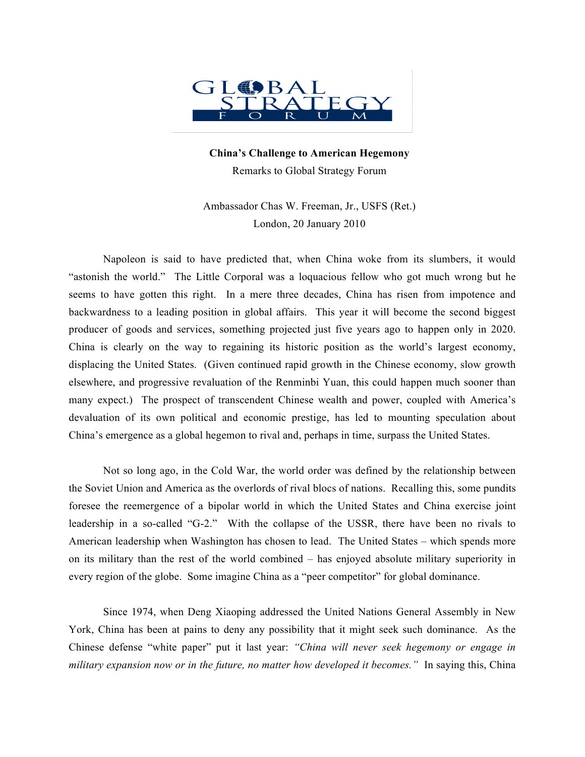**China's Challenge to American Hegemony**

Remarks to Global Strategy Forum

Ambassador Chas W. Freeman, Jr., USFS (Ret.)
London, 20 January 2010

Napoleon is said to have predicted that, when China woke from its slumbers, it would "astonish the world." The Little Corporal was a loquacious fellow who got much wrong but he seems to have gotten this right. In a mere three decades, China has risen from impotence and backwardness to a leading position in global affairs. This year it will become the second biggest producer of goods and services, something projected just five years ago to happen only in 2020. China is clearly on the way to regaining its historic position as the world's largest economy, displacing the United States. (Given continued rapid growth in the Chinese economy, slow growth elsewhere, and progressive revaluation of the Renminbi Yuan, this could happen much sooner than many expect.) The prospect of transcendent Chinese wealth and power, coupled with America's devaluation of its own political and economic prestige, has led to mounting speculation about China's emergence as a global hegemon to rival and, perhaps in time, surpass the United States.

Not so long ago, in the Cold War, the world order was defined by the relationship between the Soviet Union and America as the overlords of rival blocs of nations. Recalling this, some pundits foresee the reemergence of a bipolar world in which the United States and China exercise joint leadership in a so-called "G-2." With the collapse of the USSR, there have been no rivals to American leadership when Washington has chosen to lead. The United States – which spends more on its military than the rest of the world combined – has enjoyed absolute military superiority in every region of the globe. Some imagine China as a "peer competitor" for global dominance.

Since 1974, when Deng Xiaoping addressed the United Nations General Assembly in New York, China has been at pains to deny any possibility that it might seek such dominance. As the Chinese defense "white paper" put it last year: *"China will never seek hegemony or engage in military expansion now or in the future, no matter how developed it becomes."* In saying this, China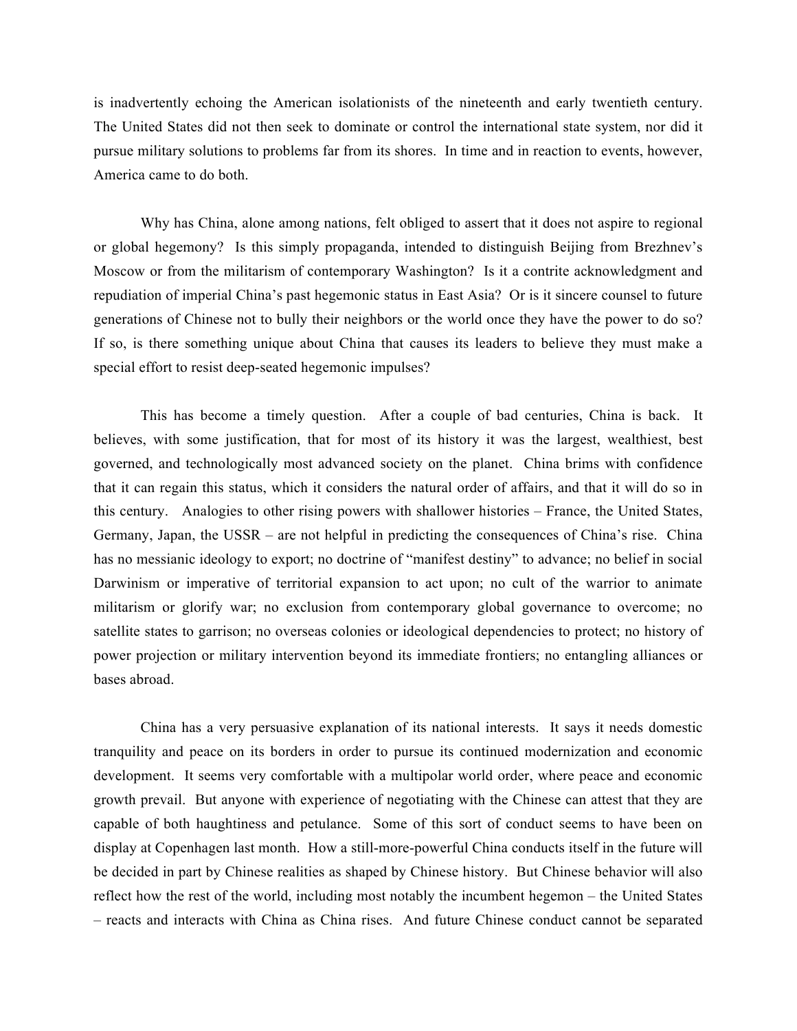is inadvertently echoing the American isolationists of the nineteenth and early twentieth century. The United States did not then seek to dominate or control the international state system, nor did it pursue military solutions to problems far from its shores. In time and in reaction to events, however, America came to do both.

Why has China, alone among nations, felt obliged to assert that it does not aspire to regional or global hegemony? Is this simply propaganda, intended to distinguish Beijing from Brezhnev's Moscow or from the militarism of contemporary Washington? Is it a contrite acknowledgment and repudiation of imperial China's past hegemonic status in East Asia? Or is it sincere counsel to future generations of Chinese not to bully their neighbors or the world once they have the power to do so? If so, is there something unique about China that causes its leaders to believe they must make a special effort to resist deep-seated hegemonic impulses?

This has become a timely question. After a couple of bad centuries, China is back. It believes, with some justification, that for most of its history it was the largest, wealthiest, best governed, and technologically most advanced society on the planet. China brims with confidence that it can regain this status, which it considers the natural order of affairs, and that it will do so in this century. Analogies to other rising powers with shallower histories – France, the United States, Germany, Japan, the USSR – are not helpful in predicting the consequences of China's rise. China has no messianic ideology to export; no doctrine of "manifest destiny" to advance; no belief in social Darwinism or imperative of territorial expansion to act upon; no cult of the warrior to animate militarism or glorify war; no exclusion from contemporary global governance to overcome; no satellite states to garrison; no overseas colonies or ideological dependencies to protect; no history of power projection or military intervention beyond its immediate frontiers; no entangling alliances or bases abroad.

China has a very persuasive explanation of its national interests. It says it needs domestic tranquility and peace on its borders in order to pursue its continued modernization and economic development. It seems very comfortable with a multipolar world order, where peace and economic growth prevail. But anyone with experience of negotiating with the Chinese can attest that they are capable of both haughtiness and petulance. Some of this sort of conduct seems to have been on display at Copenhagen last month. How a still-more-powerful China conducts itself in the future will be decided in part by Chinese realities as shaped by Chinese history. But Chinese behavior will also reflect how the rest of the world, including most notably the incumbent hegemon – the United States – reacts and interacts with China as China rises. And future Chinese conduct cannot be separated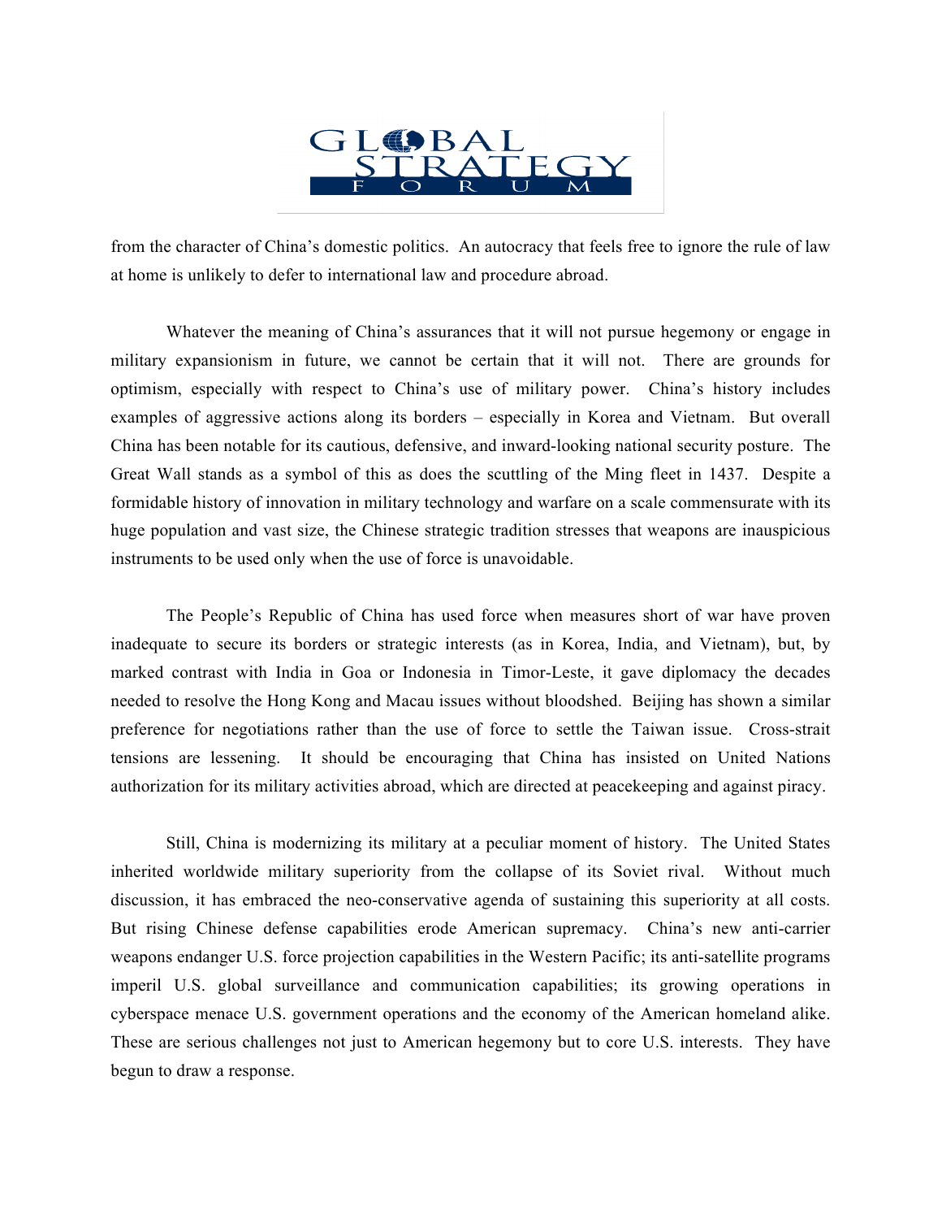from the character of China's domestic politics. An autocracy that feels free to ignore the rule of law at home is unlikely to defer to international law and procedure abroad.

Whatever the meaning of China's assurances that it will not pursue hegemony or engage in military expansionism in future, we cannot be certain that it will not. There are grounds for optimism, especially with respect to China's use of military power. China's history includes examples of aggressive actions along its borders – especially in Korea and Vietnam. But overall China has been notable for its cautious, defensive, and inward-looking national security posture. The Great Wall stands as a symbol of this as does the scuttling of the Ming fleet in 1437. Despite a formidable history of innovation in military technology and warfare on a scale commensurate with its huge population and vast size, the Chinese strategic tradition stresses that weapons are inauspicious instruments to be used only when the use of force is unavoidable.

The People's Republic of China has used force when measures short of war have proven inadequate to secure its borders or strategic interests (as in Korea, India, and Vietnam), but, by marked contrast with India in Goa or Indonesia in Timor-Leste, it gave diplomacy the decades needed to resolve the Hong Kong and Macau issues without bloodshed. Beijing has shown a similar preference for negotiations rather than the use of force to settle the Taiwan issue. Cross-strait tensions are lessening. It should be encouraging that China has insisted on United Nations authorization for its military activities abroad, which are directed at peacekeeping and against piracy.

Still, China is modernizing its military at a peculiar moment of history. The United States inherited worldwide military superiority from the collapse of its Soviet rival. Without much discussion, it has embraced the neo-conservative agenda of sustaining this superiority at all costs. But rising Chinese defense capabilities erode American supremacy. China's new anti-carrier weapons endanger U.S. force projection capabilities in the Western Pacific; its anti-satellite programs imperil U.S. global surveillance and communication capabilities; its growing operations in cyberspace menace U.S. government operations and the economy of the American homeland alike. These are serious challenges not just to American hegemony but to core U.S. interests. They have begun to draw a response.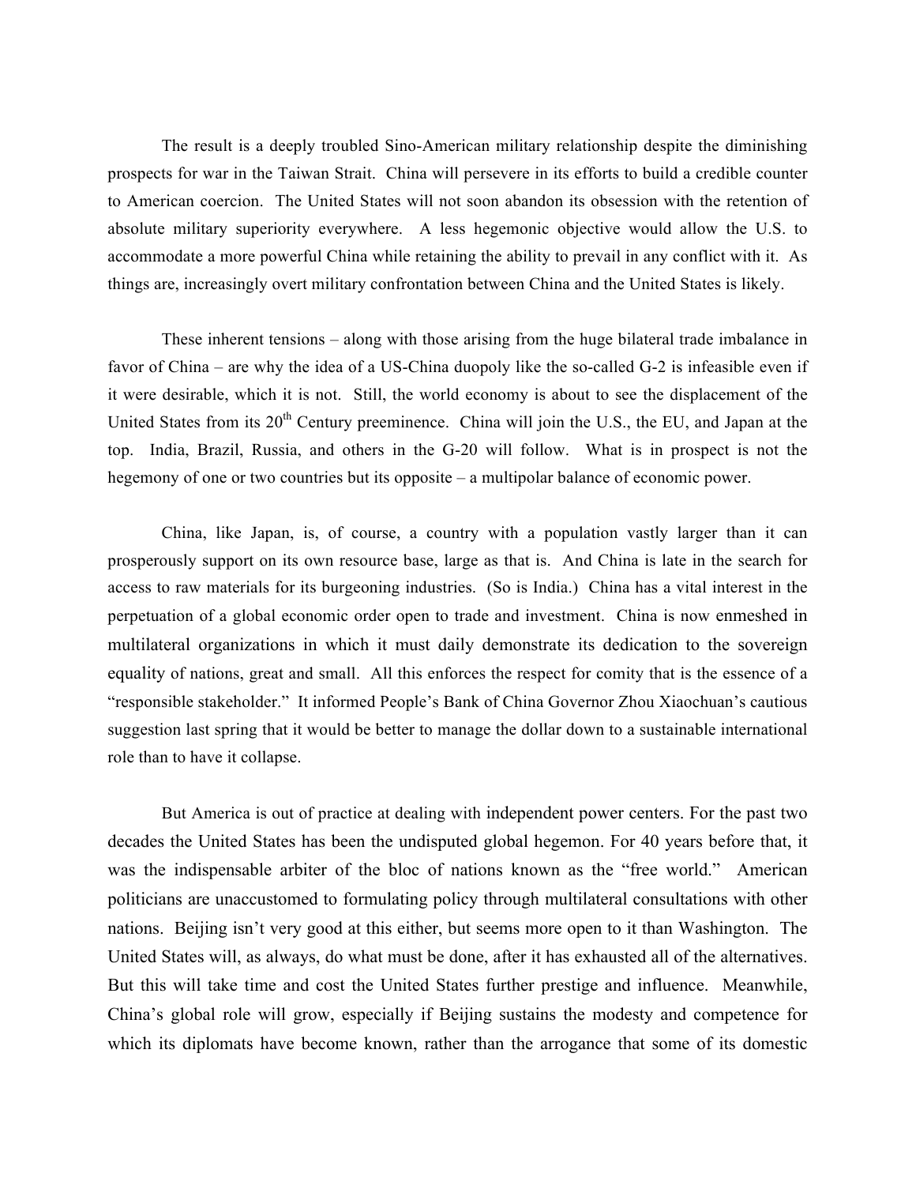The result is a deeply troubled Sino-American military relationship despite the diminishing prospects for war in the Taiwan Strait. China will persevere in its efforts to build a credible counter to American coercion. The United States will not soon abandon its obsession with the retention of absolute military superiority everywhere. A less hegemonic objective would allow the U.S. to accommodate a more powerful China while retaining the ability to prevail in any conflict with it. As things are, increasingly overt military confrontation between China and the United States is likely.

These inherent tensions – along with those arising from the huge bilateral trade imbalance in favor of China – are why the idea of a US-China duopoly like the so-called G-2 is infeasible even if it were desirable, which it is not. Still, the world economy is about to see the displacement of the United States from its 20th Century preeminence. China will join the U.S., the EU, and Japan at the top. India, Brazil, Russia, and others in the G-20 will follow. What is in prospect is not the hegemony of one or two countries but its opposite – a multipolar balance of economic power.

China, like Japan, is, of course, a country with a population vastly larger than it can prosperously support on its own resource base, large as that is. And China is late in the search for access to raw materials for its burgeoning industries. (So is India.) China has a vital interest in the perpetuation of a global economic order open to trade and investment. China is now enmeshed in multilateral organizations in which it must daily demonstrate its dedication to the sovereign equality of nations, great and small. All this enforces the respect for comity that is the essence of a "responsible stakeholder." It informed People's Bank of China Governor Zhou Xiaochuan's cautious suggestion last spring that it would be better to manage the dollar down to a sustainable international role than to have it collapse.

But America is out of practice at dealing with independent power centers. For the past two decades the United States has been the undisputed global hegemon. For 40 years before that, it was the indispensable arbiter of the bloc of nations known as the "free world." American politicians are unaccustomed to formulating policy through multilateral consultations with other nations. Beijing isn't very good at this either, but seems more open to it than Washington. The United States will, as always, do what must be done, after it has exhausted all of the alternatives. But this will take time and cost the United States further prestige and influence. Meanwhile, China's global role will grow, especially if Beijing sustains the modesty and competence for which its diplomats have become known, rather than the arrogance that some of its domestic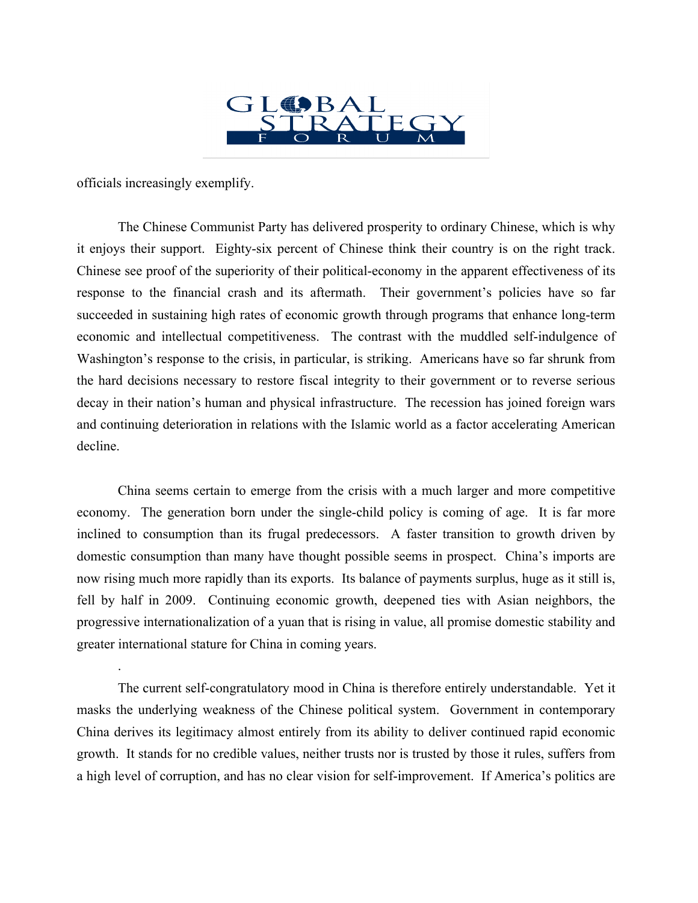officials increasingly exemplify.

The Chinese Communist Party has delivered prosperity to ordinary Chinese, which is why it enjoys their support. Eighty-six percent of Chinese think their country is on the right track. Chinese see proof of the superiority of their political-economy in the apparent effectiveness of its response to the financial crash and its aftermath. Their government's policies have so far succeeded in sustaining high rates of economic growth through programs that enhance long-term economic and intellectual competitiveness. The contrast with the muddled self-indulgence of Washington's response to the crisis, in particular, is striking. Americans have so far shrunk from the hard decisions necessary to restore fiscal integrity to their government or to reverse serious decay in their nation's human and physical infrastructure. The recession has joined foreign wars and continuing deterioration in relations with the Islamic world as a factor accelerating American decline.

China seems certain to emerge from the crisis with a much larger and more competitive economy. The generation born under the single-child policy is coming of age. It is far more inclined to consumption than its frugal predecessors. A faster transition to growth driven by domestic consumption than many have thought possible seems in prospect. China's imports are now rising much more rapidly than its exports. Its balance of payments surplus, huge as it still is, fell by half in 2009. Continuing economic growth, deepened ties with Asian neighbors, the progressive internationalization of a yuan that is rising in value, all promise domestic stability and greater international stature for China in coming years.

.

The current self-congratulatory mood in China is therefore entirely understandable. Yet it masks the underlying weakness of the Chinese political system. Government in contemporary China derives its legitimacy almost entirely from its ability to deliver continued rapid economic growth. It stands for no credible values, neither trusts nor is trusted by those it rules, suffers from a high level of corruption, and has no clear vision for self-improvement. If America's politics are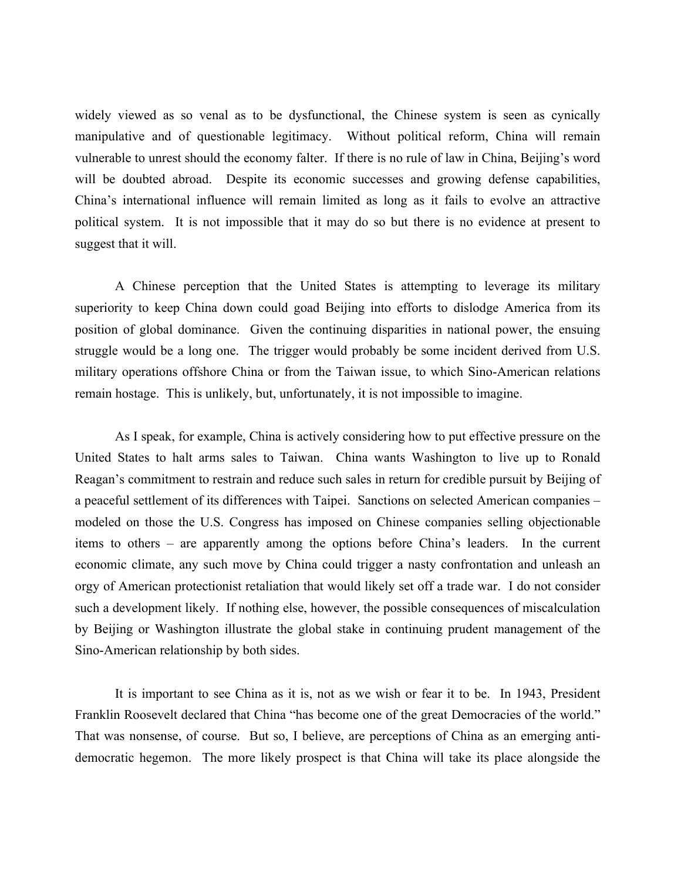widely viewed as so venal as to be dysfunctional, the Chinese system is seen as cynically manipulative and of questionable legitimacy. Without political reform, China will remain vulnerable to unrest should the economy falter. If there is no rule of law in China, Beijing's word will be doubted abroad. Despite its economic successes and growing defense capabilities, China's international influence will remain limited as long as it fails to evolve an attractive political system. It is not impossible that it may do so but there is no evidence at present to suggest that it will.

A Chinese perception that the United States is attempting to leverage its military superiority to keep China down could goad Beijing into efforts to dislodge America from its position of global dominance. Given the continuing disparities in national power, the ensuing struggle would be a long one. The trigger would probably be some incident derived from U.S. military operations offshore China or from the Taiwan issue, to which Sino-American relations remain hostage. This is unlikely, but, unfortunately, it is not impossible to imagine.

As I speak, for example, China is actively considering how to put effective pressure on the United States to halt arms sales to Taiwan. China wants Washington to live up to Ronald Reagan's commitment to restrain and reduce such sales in return for credible pursuit by Beijing of a peaceful settlement of its differences with Taipei. Sanctions on selected American companies – modeled on those the U.S. Congress has imposed on Chinese companies selling objectionable items to others – are apparently among the options before China's leaders. In the current economic climate, any such move by China could trigger a nasty confrontation and unleash an orgy of American protectionist retaliation that would likely set off a trade war. I do not consider such a development likely. If nothing else, however, the possible consequences of miscalculation by Beijing or Washington illustrate the global stake in continuing prudent management of the Sino-American relationship by both sides.

It is important to see China as it is, not as we wish or fear it to be. In 1943, President Franklin Roosevelt declared that China "has become one of the great Democracies of the world." That was nonsense, of course. But so, I believe, are perceptions of China as an emerging anti-democratic hegemon. The more likely prospect is that China will take its place alongside the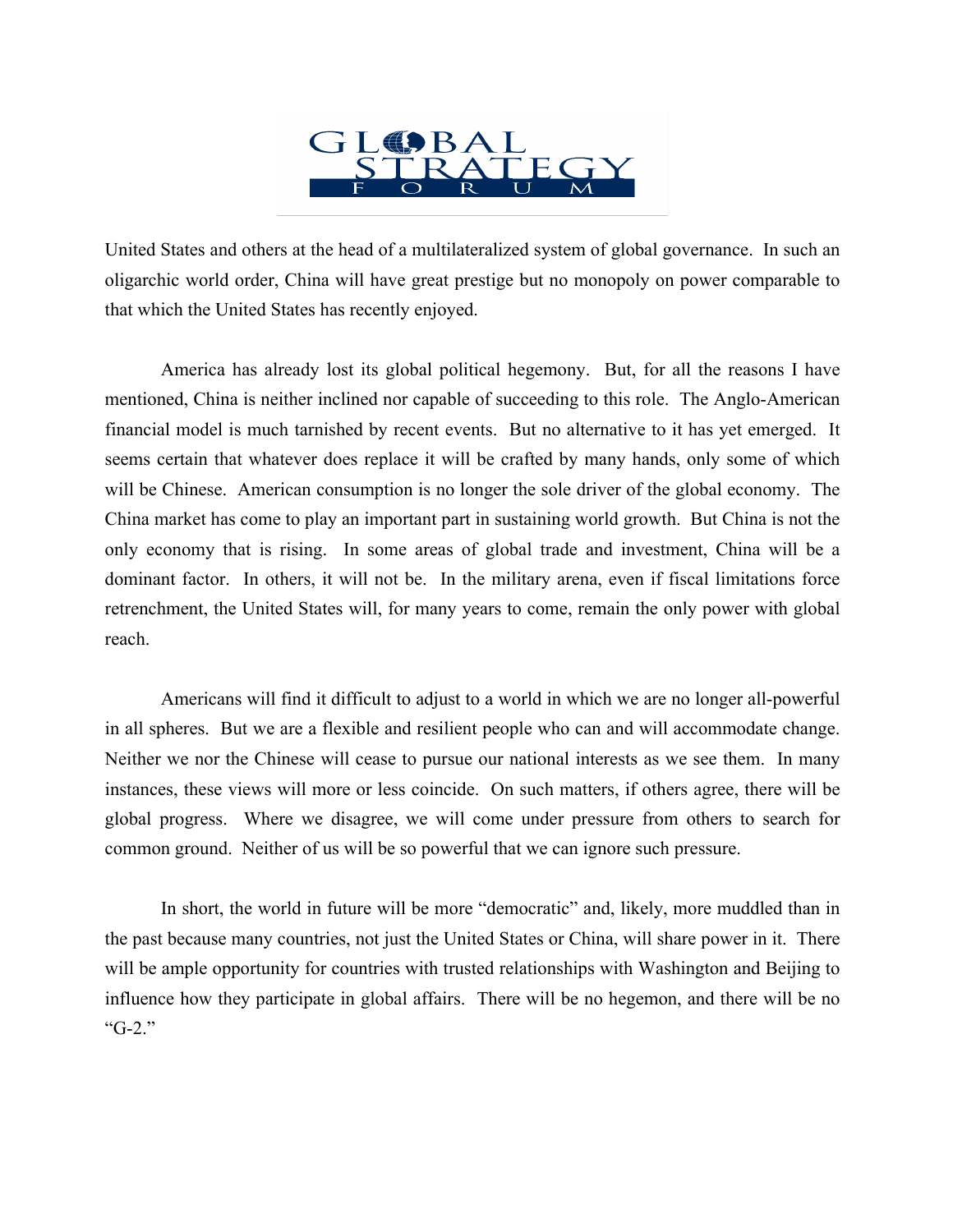United States and others at the head of a multilateralized system of global governance. In such an oligarchic world order, China will have great prestige but no monopoly on power comparable to that which the United States has recently enjoyed.

America has already lost its global political hegemony. But, for all the reasons I have mentioned, China is neither inclined nor capable of succeeding to this role. The Anglo-American financial model is much tarnished by recent events. But no alternative to it has yet emerged. It seems certain that whatever does replace it will be crafted by many hands, only some of which will be Chinese. American consumption is no longer the sole driver of the global economy. The China market has come to play an important part in sustaining world growth. But China is not the only economy that is rising. In some areas of global trade and investment, China will be a dominant factor. In others, it will not be. In the military arena, even if fiscal limitations force retrenchment, the United States will, for many years to come, remain the only power with global reach.

Americans will find it difficult to adjust to a world in which we are no longer all-powerful in all spheres. But we are a flexible and resilient people who can and will accommodate change. Neither we nor the Chinese will cease to pursue our national interests as we see them. In many instances, these views will more or less coincide. On such matters, if others agree, there will be global progress. Where we disagree, we will come under pressure from others to search for common ground. Neither of us will be so powerful that we can ignore such pressure.

In short, the world in future will be more "democratic" and, likely, more muddled than in the past because many countries, not just the United States or China, will share power in it. There will be ample opportunity for countries with trusted relationships with Washington and Beijing to influence how they participate in global affairs. There will be no hegemon, and there will be no "G-2."